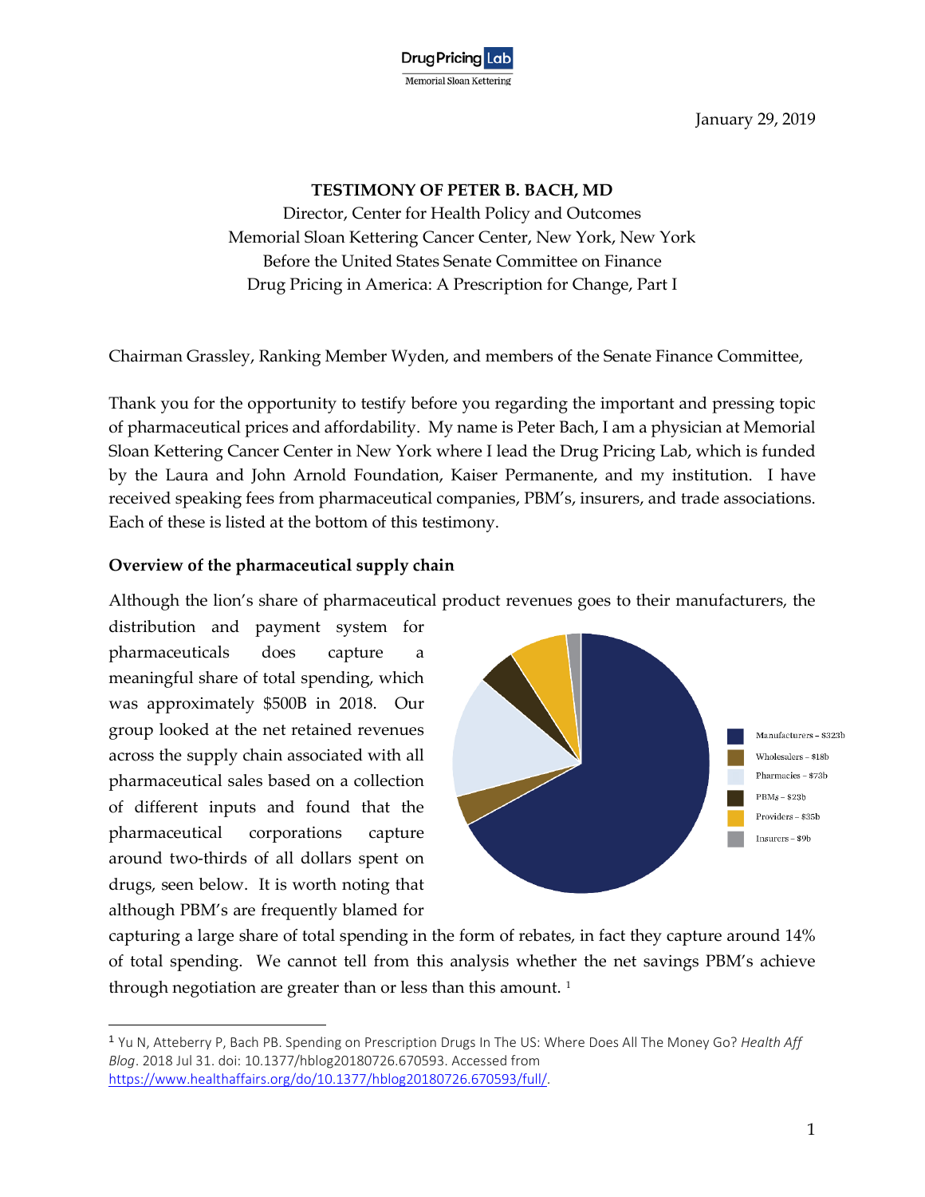January 29, 2019

**TESTIMONY OF PETER B. BACH, MD**

Director, Center for Health Policy and Outcomes
Memorial Sloan Kettering Cancer Center, New York, New York
Before the United States Senate Committee on Finance
Drug Pricing in America: A Prescription for Change, Part I

Chairman Grassley, Ranking Member Wyden, and members of the Senate Finance Committee,

Thank you for the opportunity to testify before you regarding the important and pressing topic of pharmaceutical prices and affordability. My name is Peter Bach, I am a physician at Memorial Sloan Kettering Cancer Center in New York where I lead the Drug Pricing Lab, which is funded by the Laura and John Arnold Foundation, Kaiser Permanente, and my institution. I have received speaking fees from pharmaceutical companies, PBM's, insurers, and trade associations. Each of these is listed at the bottom of this testimony.

**Overview of the pharmaceutical supply chain**

Although the lion's share of pharmaceutical product revenues goes to their manufacturers, the distribution and payment system for pharmaceuticals does capture a meaningful share of total spending, which was approximately $500B in 2018. Our group looked at the net retained revenues across the supply chain associated with all pharmaceutical sales based on a collection of different inputs and found that the pharmaceutical corporations capture around two-thirds of all dollars spent on drugs, seen below. It is worth noting that although PBM's are frequently blamed for capturing a large share of total spending in the form of rebates, in fact they capture around 14% of total spending. We cannot tell from this analysis whether the net savings PBM's achieve through negotiation are greater than or less than this amount. [1]

Manufacturers – $323b
Wholesalers – $18b
Pharmacies – $73b
PBMs – $23b
Providers – $35b
Insurers – $9b

[1] Yu N, Atteberry P, Bach PB. Spending on Prescription Drugs In The US: Where Does All The Money Go? *Health Aff Blog*. 2018 Jul 31. doi: 10.1377/hblog20180726.670593. Accessed from https://www.healthaffairs.org/do/10.1377/hblog20180726.670593/full/.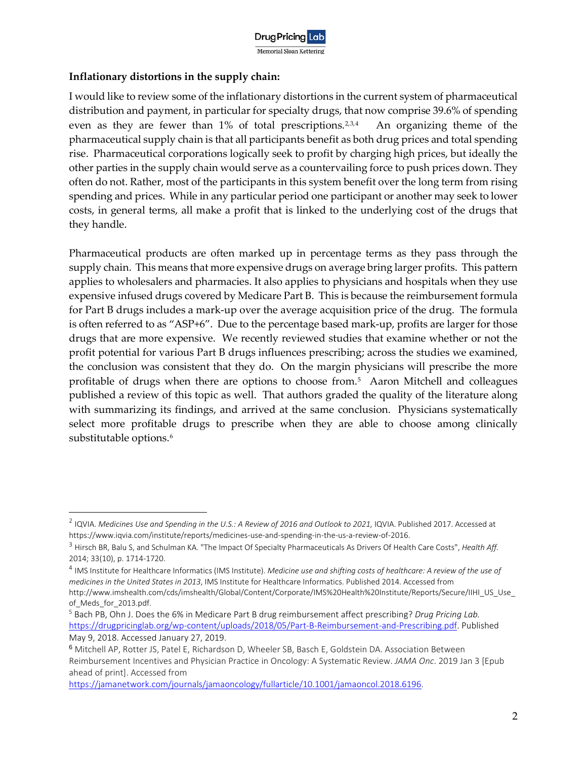**Inflationary distortions in the supply chain:**

I would like to review some of the inflationary distortions in the current system of pharmaceutical distribution and payment, in particular for specialty drugs, that now comprise 39.6% of spending even as they are fewer than 1% of total prescriptions.[2,3,4] An organizing theme of the pharmaceutical supply chain is that all participants benefit as both drug prices and total spending rise. Pharmaceutical corporations logically seek to profit by charging high prices, but ideally the other parties in the supply chain would serve as a countervailing force to push prices down. They often do not. Rather, most of the participants in this system benefit over the long term from rising spending and prices. While in any particular period one participant or another may seek to lower costs, in general terms, all make a profit that is linked to the underlying cost of the drugs that they handle.

Pharmaceutical products are often marked up in percentage terms as they pass through the supply chain. This means that more expensive drugs on average bring larger profits. This pattern applies to wholesalers and pharmacies. It also applies to physicians and hospitals when they use expensive infused drugs covered by Medicare Part B. This is because the reimbursement formula for Part B drugs includes a mark-up over the average acquisition price of the drug. The formula is often referred to as "ASP+6". Due to the percentage based mark-up, profits are larger for those drugs that are more expensive. We recently reviewed studies that examine whether or not the profit potential for various Part B drugs influences prescribing; across the studies we examined, the conclusion was consistent that they do. On the margin physicians will prescribe the more profitable of drugs when there are options to choose from.[5] Aaron Mitchell and colleagues published a review of this topic as well. That authors graded the quality of the literature along with summarizing its findings, and arrived at the same conclusion. Physicians systematically select more profitable drugs to prescribe when they are able to choose among clinically substitutable options.[6]

---

[2] IQVIA. *Medicines Use and Spending in the U.S.: A Review of 2016 and Outlook to 2021,* IQVIA. Published 2017. Accessed at https://www.iqvia.com/institute/reports/medicines-use-and-spending-in-the-us-a-review-of-2016.

[3] Hirsch BR, Balu S, and Schulman KA. "The Impact Of Specialty Pharmaceuticals As Drivers Of Health Care Costs", *Health Aff.* 2014; 33(10), p. 1714-1720.

[4] IMS Institute for Healthcare Informatics (IMS Institute). *Medicine use and shifting costs of healthcare: A review of the use of medicines in the United States in 2013*, IMS Institute for Healthcare Informatics. Published 2014. Accessed from http://www.imshealth.com/cds/imshealth/Global/Content/Corporate/IMS%20Health%20Institute/Reports/Secure/IIHI_US_Use_of_Meds_for_2013.pdf.

[5] Bach PB, Ohn J. Does the 6% in Medicare Part B drug reimbursement affect prescribing? *Drug Pricing Lab.* https://drugpricinglab.org/wp-content/uploads/2018/05/Part-B-Reimbursement-and-Prescribing.pdf. Published May 9, 2018. Accessed January 27, 2019.

[6] Mitchell AP, Rotter JS, Patel E, Richardson D, Wheeler SB, Basch E, Goldstein DA. Association Between Reimbursement Incentives and Physician Practice in Oncology: A Systematic Review. *JAMA Onc*. 2019 Jan 3 [Epub ahead of print]. Accessed from https://jamanetwork.com/journals/jamaoncology/fullarticle/10.1001/jamaoncol.2018.6196.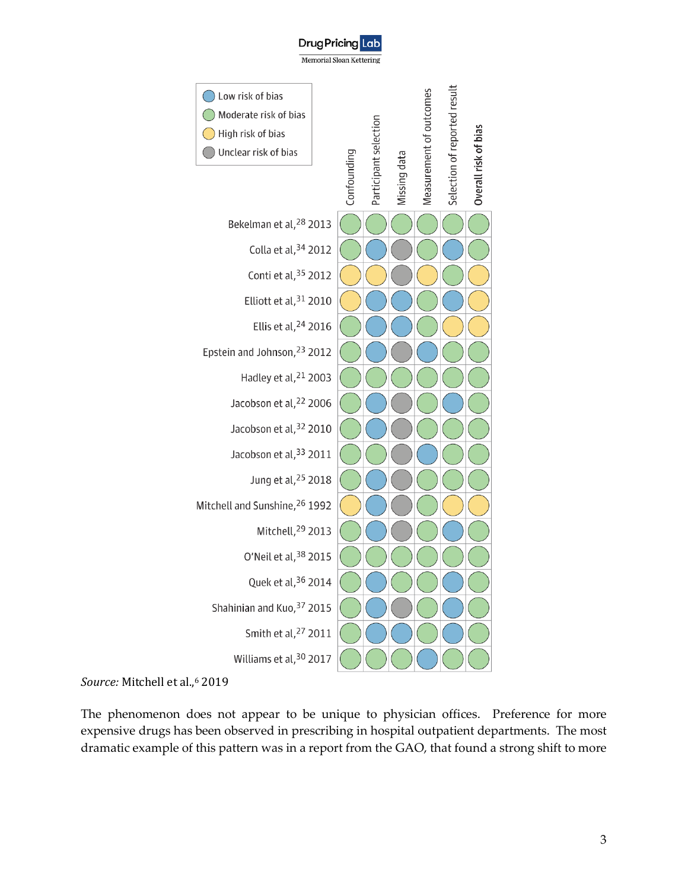Low risk of bias
Moderate risk of bias
High risk of bias
Unclear risk of bias

Confounding
Participant selection
Missing data
Measurement of outcomes
Selection of reported result
**Overall risk of bias**

Bekelman et al,[28] 2013
Colla et al,[34] 2012
Conti et al,[35] 2012
Elliott et al,[31] 2010
Ellis et al,[24] 2016
Epstein and Johnson,[23] 2012
Hadley et al,[21] 2003
Jacobson et al,[22] 2006
Jacobson et al,[32] 2010
Jacobson et al,[33] 2011
Jung et al,[25] 2018
Mitchell and Sunshine,[26] 1992
Mitchell,[29] 2013
O'Neil et al,[38] 2015
Quek et al,[36] 2014
Shahinian and Kuo,[37] 2015
Smith et al,[27] 2011
Williams et al,[30] 2017

*Source:* Mitchell et al.,[6] 2019

The phenomenon does not appear to be unique to physician offices. Preference for more expensive drugs has been observed in prescribing in hospital outpatient departments. The most dramatic example of this pattern was in a report from the GAO, that found a strong shift to more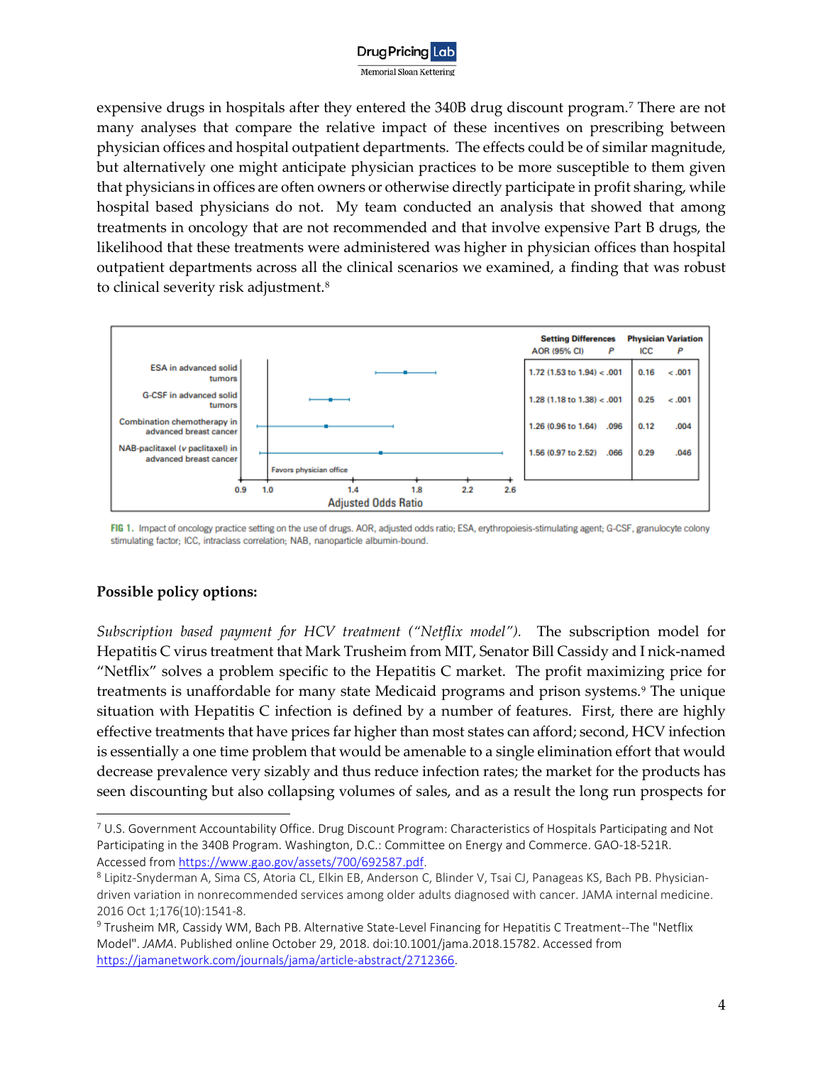expensive drugs in hospitals after they entered the 340B drug discount program.[7] There are not many analyses that compare the relative impact of these incentives on prescribing between physician offices and hospital outpatient departments. The effects could be of similar magnitude, but alternatively one might anticipate physician practices to be more susceptible to them given that physicians in offices are often owners or otherwise directly participate in profit sharing, while hospital based physicians do not. My team conducted an analysis that showed that among treatments in oncology that are not recommended and that involve expensive Part B drugs, the likelihood that these treatments were administered was higher in physician offices than hospital outpatient departments across all the clinical scenarios we examined, a finding that was robust to clinical severity risk adjustment.[8]

Setting Differences
AOR (95% CI) P
Physician Variation
ICC P

ESA in advanced solid tumors
1.72 (1.53 to 1.94) < .001
0.16 < .001

G-CSF in advanced solid tumors
1.28 (1.18 to 1.38) < .001
0.25 < .001

Combination chemotherapy in advanced breast cancer
1.26 (0.96 to 1.64) .096
0.12 .004

NAB-paclitaxel (v paclitaxel) in advanced breast cancer
1.56 (0.97 to 2.52) .066
0.29 .046

Favors physician office

0.9 1.0 1.4 1.8 2.2 2.6
Adjusted Odds Ratio

**FIG 1.** Impact of oncology practice setting on the use of drugs. AOR, adjusted odds ratio; ESA, erythropoiesis-stimulating agent; G-CSF, granulocyte colony stimulating factor; ICC, intraclass correlation; NAB, nanoparticle albumin-bound.

**Possible policy options:**

*Subscription based payment for HCV treatment ("Netflix model").* The subscription model for Hepatitis C virus treatment that Mark Trusheim from MIT, Senator Bill Cassidy and I nick-named "Netflix" solves a problem specific to the Hepatitis C market. The profit maximizing price for treatments is unaffordable for many state Medicaid programs and prison systems.[9] The unique situation with Hepatitis C infection is defined by a number of features. First, there are highly effective treatments that have prices far higher than most states can afford; second, HCV infection is essentially a one time problem that would be amenable to a single elimination effort that would decrease prevalence very sizably and thus reduce infection rates; the market for the products has seen discounting but also collapsing volumes of sales, and as a result the long run prospects for

---

[7] U.S. Government Accountability Office. Drug Discount Program: Characteristics of Hospitals Participating and Not Participating in the 340B Program. Washington, D.C.: Committee on Energy and Commerce. GAO-18-521R. Accessed from https://www.gao.gov/assets/700/692587.pdf.

[8] Lipitz-Snyderman A, Sima CS, Atoria CL, Elkin EB, Anderson C, Blinder V, Tsai CJ, Panageas KS, Bach PB. Physician-driven variation in nonrecommended services among older adults diagnosed with cancer. JAMA internal medicine. 2016 Oct 1;176(10):1541-8.

[9] Trusheim MR, Cassidy WM, Bach PB. Alternative State-Level Financing for Hepatitis C Treatment--The "Netflix Model". *JAMA*. Published online October 29, 2018. doi:10.1001/jama.2018.15782. Accessed from https://jamanetwork.com/journals/jama/article-abstract/2712366.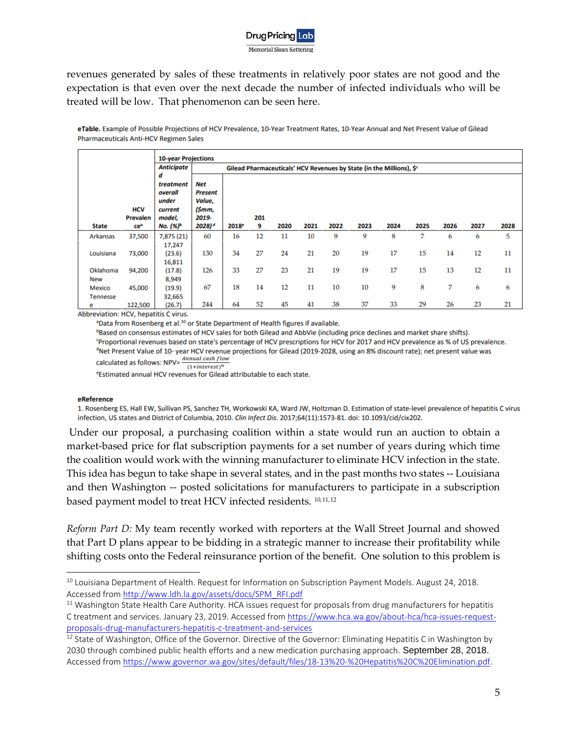revenues generated by sales of these treatments in relatively poor states are not good and the expectation is that even over the next decade the number of infected individuals who will be treated will be low. That phenomenon can be seen here.

**eTable.** Example of Possible Projections of HCV Prevalence, 10-Year Treatment Rates, 10-Year Annual and Net Present Value of Gilead Pharmaceuticals Anti-HCV Regimen Sales

| | | 10-year Projections | | | | | | | | | | | | |
|---|---|---|---|---|---|---|---|---|---|---|---|---|---|---|
| | | *Anticipated treatment overall under current model, No. (%)*[b] | Gilead Pharmaceuticals' HCV Revenues by State (in the Millions), $[c] | | | | | | | | | | | |
| State | HCV Prevalence[a] | | *Net Present Value, ($mm, 2019-2028)*[d] | 2018[e] | 2019 | 2020 | 2021 | 2022 | 2023 | 2024 | 2025 | 2026 | 2027 | 2028 |
| Arkansas | 37,500 | 7,875 (21) | 60 | 16 | 12 | 11 | 10 | 9 | 9 | 8 | 7 | 6 | 6 | 5 |
| Louisiana | 73,000 | 17,247 (23.6) | 130 | 34 | 27 | 24 | 21 | 20 | 19 | 17 | 15 | 14 | 12 | 11 |
| Oklahoma | 94,200 | 16,811 (17.8) | 126 | 33 | 27 | 23 | 21 | 19 | 19 | 17 | 15 | 13 | 12 | 11 |
| New Mexico | 45,000 | 8,949 (19.9) | 67 | 18 | 14 | 12 | 11 | 10 | 10 | 9 | 8 | 7 | 6 | 6 |
| Tennessee | 122,500 | 32,665 (26.7) | 244 | 64 | 52 | 45 | 41 | 38 | 37 | 33 | 29 | 26 | 23 | 21 |

Abbreviation: HCV, hepatitis C virus.

[a]Data from Rosenberg et al.[10] or State Department of Health figures if available.

[b]Based on consensus estimates of HCV sales for both Gilead and AbbVie (including price declines and market share shifts).

[c]Proportional revenues based on state's percentage of HCV prescriptions for HCV for 2017 and HCV prevalence as % of US prevalence.

[d]Net Present Value of 10- year HCV revenue projections for Gilead (2019-2028, using an 8% discount rate); net present value was calculated as follows: NPV= $\frac{Annual\ cash\ flow}{(1+interest)^n}$

[e]Estimated annual HCV revenues for Gilead attributable to each state.

**eReference**

1. Rosenberg ES, Hall EW, Sullivan PS, Sanchez TH, Workowski KA, Ward JW, Holtzman D. Estimation of state-level prevalence of hepatitis C virus infection, US states and District of Columbia, 2010. *Clin Infect Dis*. 2017;64(11):1573-81. doi: 10.1093/cid/cix202.

Under our proposal, a purchasing coalition within a state would run an auction to obtain a market-based price for flat subscription payments for a set number of years during which time the coalition would work with the winning manufacturer to eliminate HCV infection in the state. This idea has begun to take shape in several states, and in the past months two states -- Louisiana and then Washington -- posted solicitations for manufacturers to participate in a subscription based payment model to treat HCV infected residents. [10,11,12]

*Reform Part D:* My team recently worked with reporters at the Wall Street Journal and showed that Part D plans appear to be bidding in a strategic manner to increase their profitability while shifting costs onto the Federal reinsurance portion of the benefit. One solution to this problem is

---

[10] Louisiana Department of Health. Request for Information on Subscription Payment Models. August 24, 2018. Accessed from http://www.ldh.la.gov/assets/docs/SPM_RFI.pdf

[11] Washington State Health Care Authority. HCA issues request for proposals from drug manufacturers for hepatitis C treatment and services. January 23, 2019. Accessed from https://www.hca.wa.gov/about-hca/hca-issues-request-proposals-drug-manufacturers-hepatitis-c-treatment-and-services

[12] State of Washington, Office of the Governor. Directive of the Governor: Eliminating Hepatitis C in Washington by 2030 through combined public health efforts and a new medication purchasing approach. September 28, 2018. Accessed from https://www.governor.wa.gov/sites/default/files/18-13%20-%20Hepatitis%20C%20Elimination.pdf.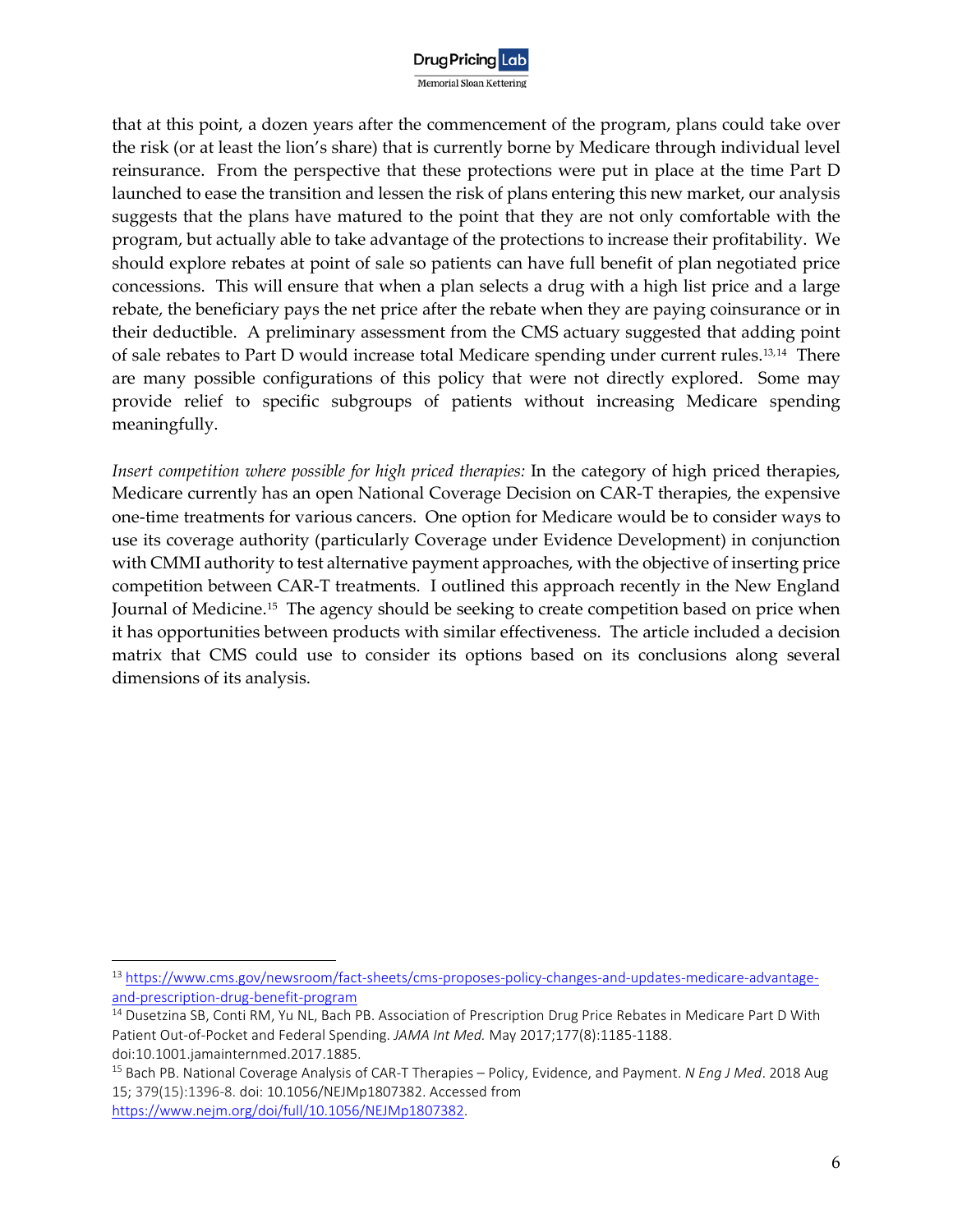that at this point, a dozen years after the commencement of the program, plans could take over the risk (or at least the lion's share) that is currently borne by Medicare through individual level reinsurance. From the perspective that these protections were put in place at the time Part D launched to ease the transition and lessen the risk of plans entering this new market, our analysis suggests that the plans have matured to the point that they are not only comfortable with the program, but actually able to take advantage of the protections to increase their profitability. We should explore rebates at point of sale so patients can have full benefit of plan negotiated price concessions. This will ensure that when a plan selects a drug with a high list price and a large rebate, the beneficiary pays the net price after the rebate when they are paying coinsurance or in their deductible. A preliminary assessment from the CMS actuary suggested that adding point of sale rebates to Part D would increase total Medicare spending under current rules.[13,14] There are many possible configurations of this policy that were not directly explored. Some may provide relief to specific subgroups of patients without increasing Medicare spending meaningfully.

*Insert competition where possible for high priced therapies:* In the category of high priced therapies, Medicare currently has an open National Coverage Decision on CAR-T therapies, the expensive one-time treatments for various cancers. One option for Medicare would be to consider ways to use its coverage authority (particularly Coverage under Evidence Development) in conjunction with CMMI authority to test alternative payment approaches, with the objective of inserting price competition between CAR-T treatments. I outlined this approach recently in the New England Journal of Medicine.[15] The agency should be seeking to create competition based on price when it has opportunities between products with similar effectiveness. The article included a decision matrix that CMS could use to consider its options based on its conclusions along several dimensions of its analysis.

---

[13] https://www.cms.gov/newsroom/fact-sheets/cms-proposes-policy-changes-and-updates-medicare-advantage-and-prescription-drug-benefit-program

[14] Dusetzina SB, Conti RM, Yu NL, Bach PB. Association of Prescription Drug Price Rebates in Medicare Part D With Patient Out-of-Pocket and Federal Spending. *JAMA Int Med.* May 2017;177(8):1185-1188. doi:10.1001.jamainternmed.2017.1885.

[15] Bach PB. National Coverage Analysis of CAR-T Therapies – Policy, Evidence, and Payment. *N Eng J Med*. 2018 Aug 15; 379(15):1396-8. doi: 10.1056/NEJMp1807382. Accessed from https://www.nejm.org/doi/full/10.1056/NEJMp1807382.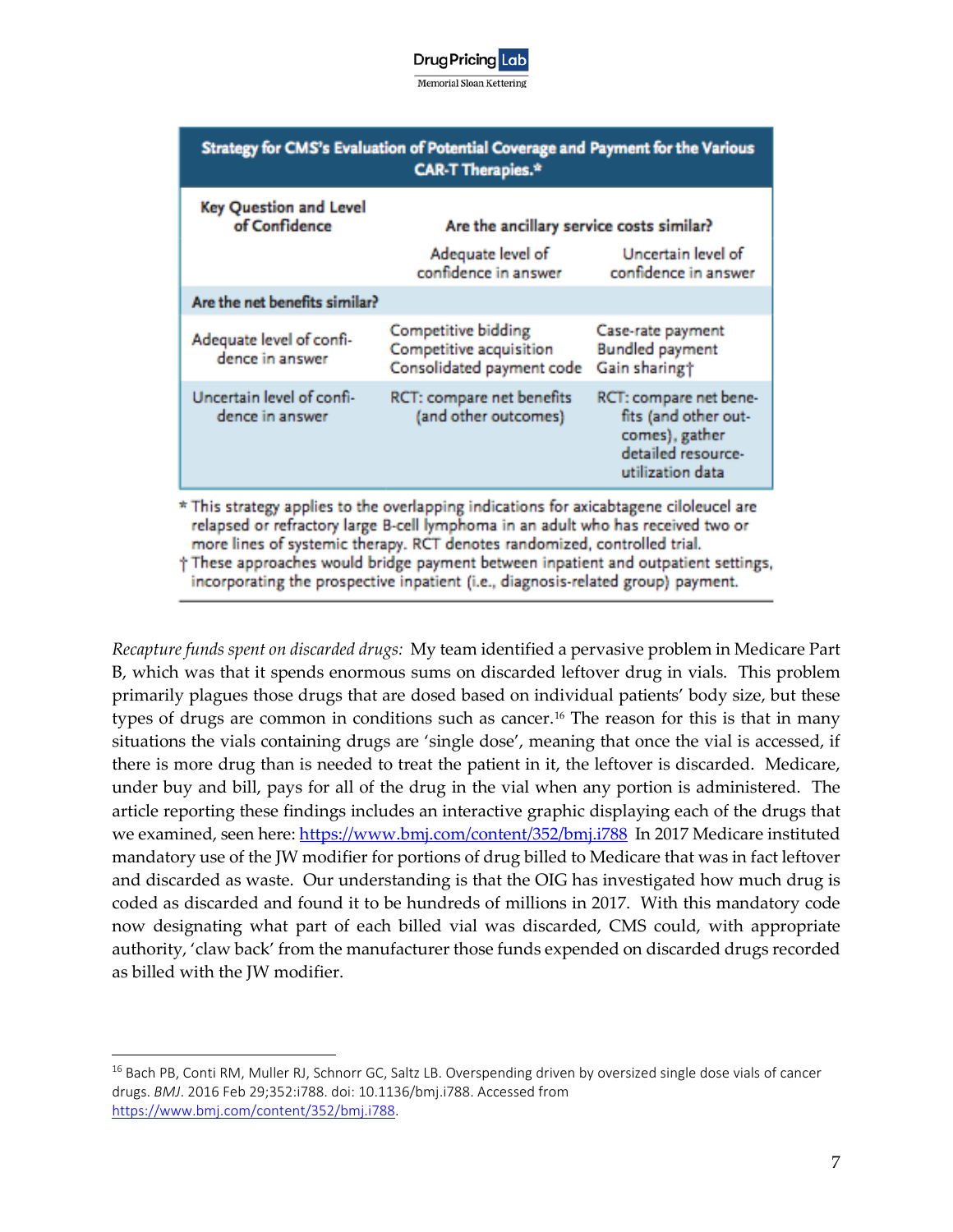**Strategy for CMS's Evaluation of Potential Coverage and Payment for the Various CAR-T Therapies.***

| Key Question and Level of Confidence | Are the ancillary service costs similar? | |
|---|---|---|
| | Adequate level of confidence in answer | Uncertain level of confidence in answer |
| **Are the net benefits similar?** | | |
| Adequate level of confidence in answer | Competitive bidding<br>Competitive acquisition<br>Consolidated payment code | Case-rate payment<br>Bundled payment<br>Gain sharing† |
| Uncertain level of confidence in answer | RCT: compare net benefits (and other outcomes) | RCT: compare net benefits (and other outcomes), gather detailed resource-utilization data |

* This strategy applies to the overlapping indications for axicabtagene ciloleucel are relapsed or refractory large B-cell lymphoma in an adult who has received two or more lines of systemic therapy. RCT denotes randomized, controlled trial.

† These approaches would bridge payment between inpatient and outpatient settings, incorporating the prospective inpatient (i.e., diagnosis-related group) payment.

*Recapture funds spent on discarded drugs:* My team identified a pervasive problem in Medicare Part B, which was that it spends enormous sums on discarded leftover drug in vials. This problem primarily plagues those drugs that are dosed based on individual patients' body size, but these types of drugs are common in conditions such as cancer.[16] The reason for this is that in many situations the vials containing drugs are 'single dose', meaning that once the vial is accessed, if there is more drug than is needed to treat the patient in it, the leftover is discarded. Medicare, under buy and bill, pays for all of the drug in the vial when any portion is administered. The article reporting these findings includes an interactive graphic displaying each of the drugs that we examined, seen here: https://www.bmj.com/content/352/bmj.i788 In 2017 Medicare instituted mandatory use of the JW modifier for portions of drug billed to Medicare that was in fact leftover and discarded as waste. Our understanding is that the OIG has investigated how much drug is coded as discarded and found it to be hundreds of millions in 2017. With this mandatory code now designating what part of each billed vial was discarded, CMS could, with appropriate authority, 'claw back' from the manufacturer those funds expended on discarded drugs recorded as billed with the JW modifier.

---

[16] Bach PB, Conti RM, Muller RJ, Schnorr GC, Saltz LB. Overspending driven by oversized single dose vials of cancer drugs. *BMJ*. 2016 Feb 29;352:i788. doi: 10.1136/bmj.i788. Accessed from https://www.bmj.com/content/352/bmj.i788.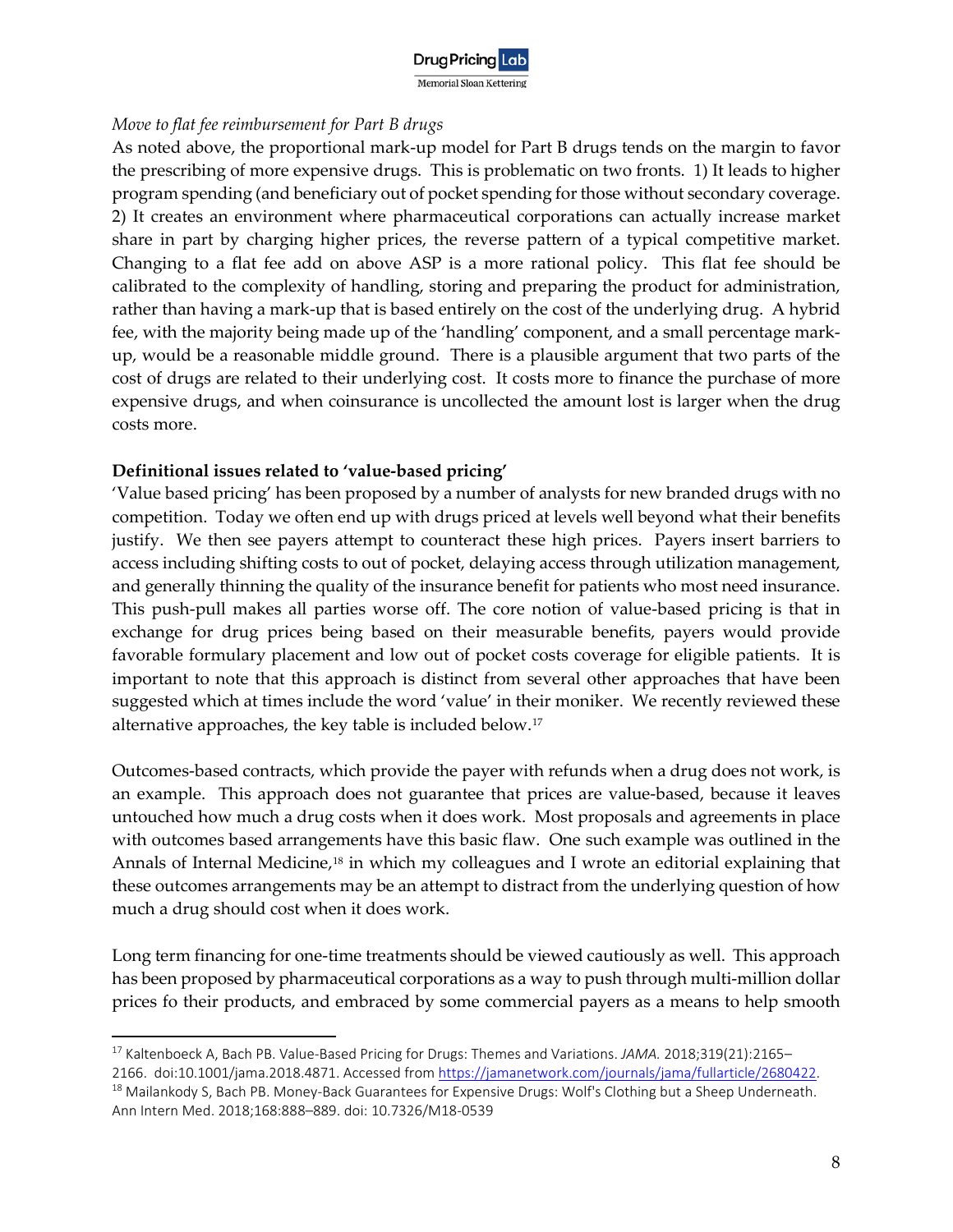*Move to flat fee reimbursement for Part B drugs*

As noted above, the proportional mark-up model for Part B drugs tends on the margin to favor the prescribing of more expensive drugs. This is problematic on two fronts. 1) It leads to higher program spending (and beneficiary out of pocket spending for those without secondary coverage. 2) It creates an environment where pharmaceutical corporations can actually increase market share in part by charging higher prices, the reverse pattern of a typical competitive market. Changing to a flat fee add on above ASP is a more rational policy. This flat fee should be calibrated to the complexity of handling, storing and preparing the product for administration, rather than having a mark-up that is based entirely on the cost of the underlying drug. A hybrid fee, with the majority being made up of the 'handling' component, and a small percentage mark-up, would be a reasonable middle ground. There is a plausible argument that two parts of the cost of drugs are related to their underlying cost. It costs more to finance the purchase of more expensive drugs, and when coinsurance is uncollected the amount lost is larger when the drug costs more.

**Definitional issues related to 'value-based pricing'**

'Value based pricing' has been proposed by a number of analysts for new branded drugs with no competition. Today we often end up with drugs priced at levels well beyond what their benefits justify. We then see payers attempt to counteract these high prices. Payers insert barriers to access including shifting costs to out of pocket, delaying access through utilization management, and generally thinning the quality of the insurance benefit for patients who most need insurance. This push-pull makes all parties worse off. The core notion of value-based pricing is that in exchange for drug prices being based on their measurable benefits, payers would provide favorable formulary placement and low out of pocket costs coverage for eligible patients. It is important to note that this approach is distinct from several other approaches that have been suggested which at times include the word 'value' in their moniker. We recently reviewed these alternative approaches, the key table is included below.[17]

Outcomes-based contracts, which provide the payer with refunds when a drug does not work, is an example. This approach does not guarantee that prices are value-based, because it leaves untouched how much a drug costs when it does work. Most proposals and agreements in place with outcomes based arrangements have this basic flaw. One such example was outlined in the Annals of Internal Medicine,[18] in which my colleagues and I wrote an editorial explaining that these outcomes arrangements may be an attempt to distract from the underlying question of how much a drug should cost when it does work.

Long term financing for one-time treatments should be viewed cautiously as well. This approach has been proposed by pharmaceutical corporations as a way to push through multi-million dollar prices fo their products, and embraced by some commercial payers as a means to help smooth

---

[17] Kaltenboeck A, Bach PB. Value-Based Pricing for Drugs: Themes and Variations. *JAMA.* 2018;319(21):2165–2166. doi:10.1001/jama.2018.4871. Accessed from https://jamanetwork.com/journals/jama/fullarticle/2680422.

[18] Mailankody S, Bach PB. Money-Back Guarantees for Expensive Drugs: Wolf's Clothing but a Sheep Underneath. Ann Intern Med. 2018;168:888–889. doi: 10.7326/M18-0539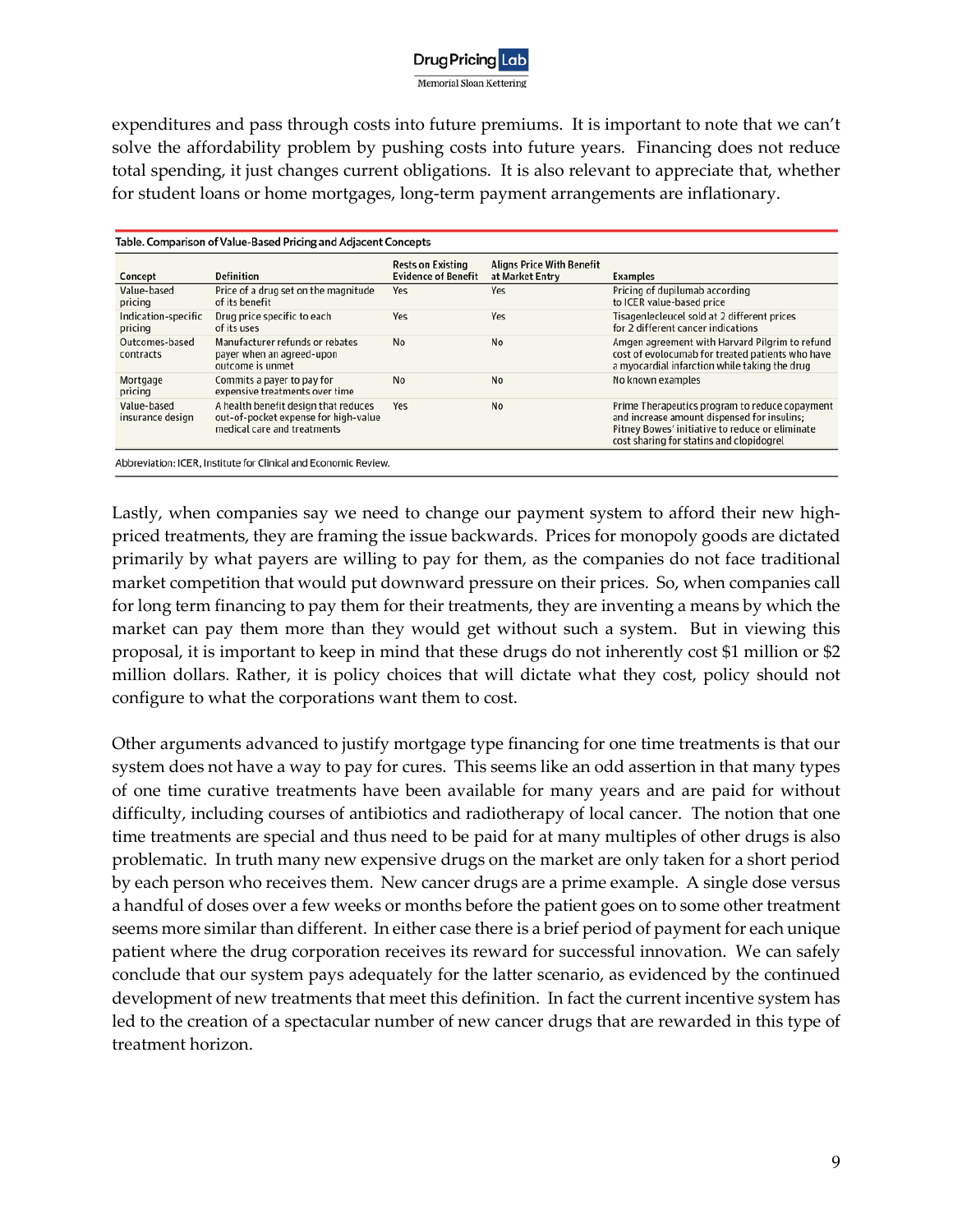expenditures and pass through costs into future premiums. It is important to note that we can't solve the affordability problem by pushing costs into future years. Financing does not reduce total spending, it just changes current obligations. It is also relevant to appreciate that, whether for student loans or home mortgages, long-term payment arrangements are inflationary.

**Table. Comparison of Value-Based Pricing and Adjacent Concepts**

| Concept | Definition | Rests on Existing Evidence of Benefit | Aligns Price With Benefit at Market Entry | Examples |
|---|---|---|---|---|
| Value-based pricing | Price of a drug set on the magnitude of its benefit | Yes | Yes | Pricing of dupilumab according to ICER value-based price |
| Indication-specific pricing | Drug price specific to each of its uses | Yes | Yes | Tisagenlecleucel sold at 2 different prices for 2 different cancer indications |
| Outcomes-based contracts | Manufacturer refunds or rebates payer when an agreed-upon outcome is unmet | No | No | Amgen agreement with Harvard Pilgrim to refund cost of evolocumab for treated patients who have a myocardial infarction while taking the drug |
| Mortgage pricing | Commits a payer to pay for expensive treatments over time | No | No | No known examples |
| Value-based insurance design | A health benefit design that reduces out-of-pocket expense for high-value medical care and treatments | Yes | No | Prime Therapeutics program to reduce copayment and increase amount dispensed for insulins; Pitney Bowes' initiative to reduce or eliminate cost sharing for statins and clopidogrel |

Abbreviation: ICER, Institute for Clinical and Economic Review.

Lastly, when companies say we need to change our payment system to afford their new high-priced treatments, they are framing the issue backwards. Prices for monopoly goods are dictated primarily by what payers are willing to pay for them, as the companies do not face traditional market competition that would put downward pressure on their prices. So, when companies call for long term financing to pay them for their treatments, they are inventing a means by which the market can pay them more than they would get without such a system. But in viewing this proposal, it is important to keep in mind that these drugs do not inherently cost $1 million or $2 million dollars. Rather, it is policy choices that will dictate what they cost, policy should not configure to what the corporations want them to cost.

Other arguments advanced to justify mortgage type financing for one time treatments is that our system does not have a way to pay for cures. This seems like an odd assertion in that many types of one time curative treatments have been available for many years and are paid for without difficulty, including courses of antibiotics and radiotherapy of local cancer. The notion that one time treatments are special and thus need to be paid for at many multiples of other drugs is also problematic. In truth many new expensive drugs on the market are only taken for a short period by each person who receives them. New cancer drugs are a prime example. A single dose versus a handful of doses over a few weeks or months before the patient goes on to some other treatment seems more similar than different. In either case there is a brief period of payment for each unique patient where the drug corporation receives its reward for successful innovation. We can safely conclude that our system pays adequately for the latter scenario, as evidenced by the continued development of new treatments that meet this definition. In fact the current incentive system has led to the creation of a spectacular number of new cancer drugs that are rewarded in this type of treatment horizon.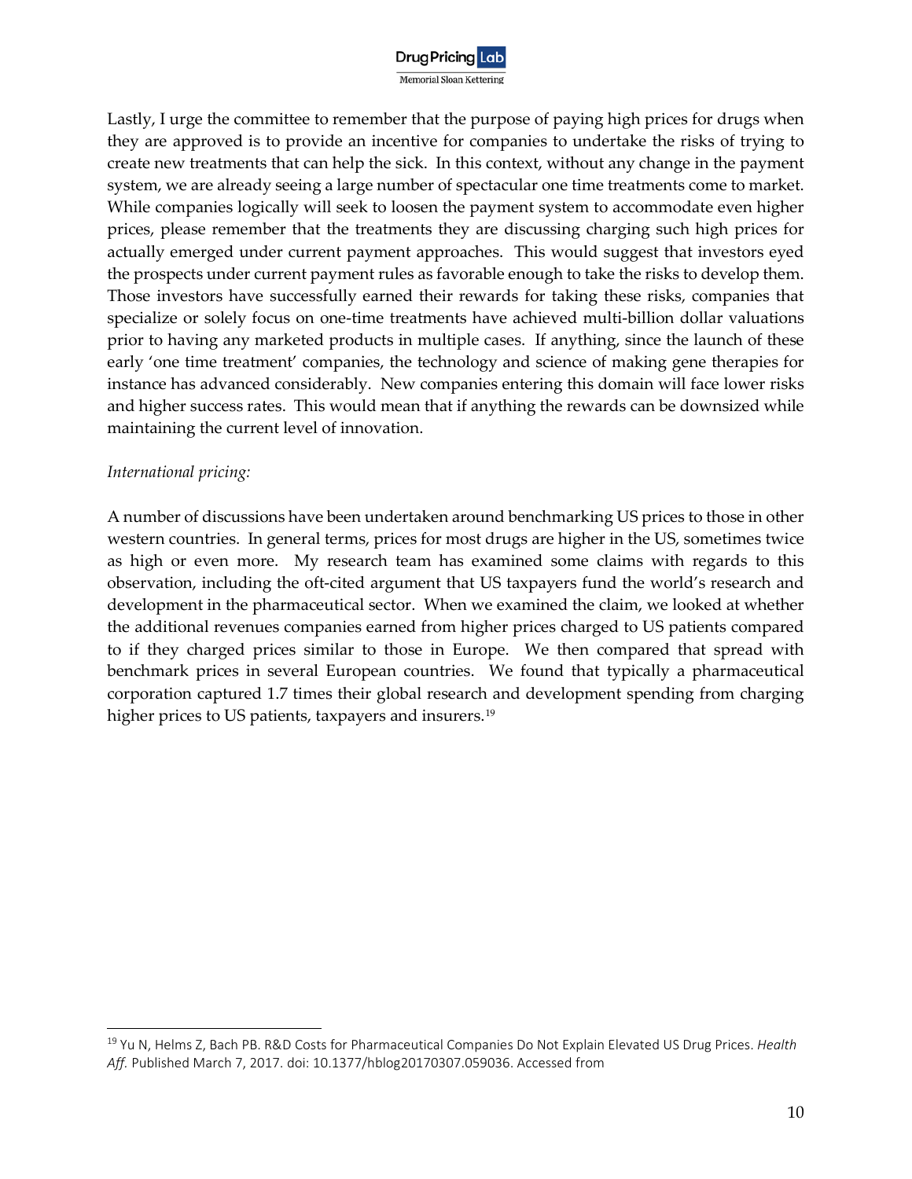Lastly, I urge the committee to remember that the purpose of paying high prices for drugs when they are approved is to provide an incentive for companies to undertake the risks of trying to create new treatments that can help the sick. In this context, without any change in the payment system, we are already seeing a large number of spectacular one time treatments come to market. While companies logically will seek to loosen the payment system to accommodate even higher prices, please remember that the treatments they are discussing charging such high prices for actually emerged under current payment approaches. This would suggest that investors eyed the prospects under current payment rules as favorable enough to take the risks to develop them. Those investors have successfully earned their rewards for taking these risks, companies that specialize or solely focus on one-time treatments have achieved multi-billion dollar valuations prior to having any marketed products in multiple cases. If anything, since the launch of these early 'one time treatment' companies, the technology and science of making gene therapies for instance has advanced considerably. New companies entering this domain will face lower risks and higher success rates. This would mean that if anything the rewards can be downsized while maintaining the current level of innovation.

*International pricing:*

A number of discussions have been undertaken around benchmarking US prices to those in other western countries. In general terms, prices for most drugs are higher in the US, sometimes twice as high or even more. My research team has examined some claims with regards to this observation, including the oft-cited argument that US taxpayers fund the world's research and development in the pharmaceutical sector. When we examined the claim, we looked at whether the additional revenues companies earned from higher prices charged to US patients compared to if they charged prices similar to those in Europe. We then compared that spread with benchmark prices in several European countries. We found that typically a pharmaceutical corporation captured 1.7 times their global research and development spending from charging higher prices to US patients, taxpayers and insurers.[19]

[19] Yu N, Helms Z, Bach PB. R&D Costs for Pharmaceutical Companies Do Not Explain Elevated US Drug Prices. *Health Aff.* Published March 7, 2017. doi: 10.1377/hblog20170307.059036. Accessed from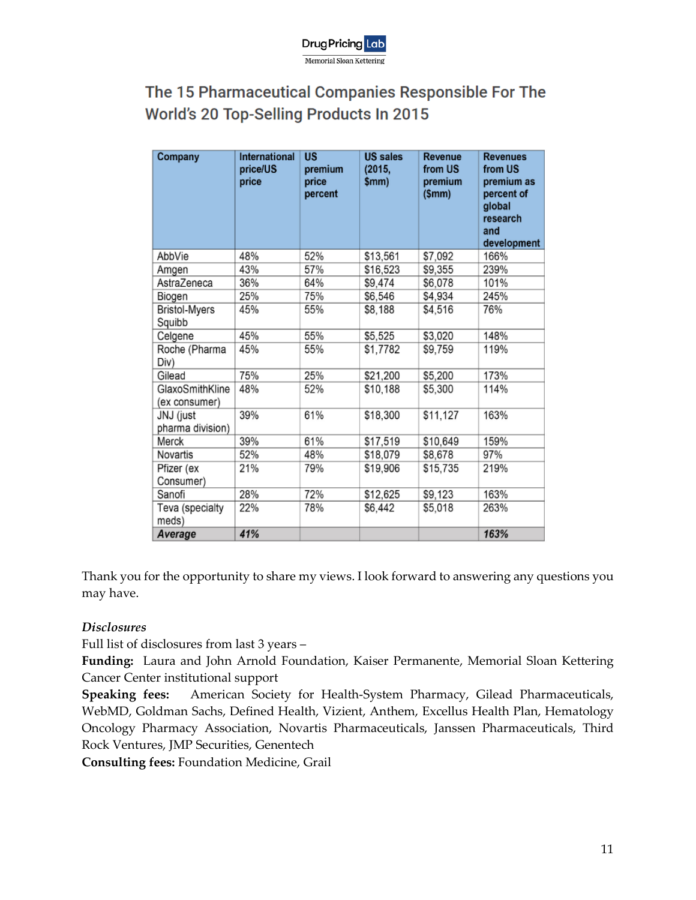## The 15 Pharmaceutical Companies Responsible For The World's 20 Top-Selling Products In 2015

| Company | International price/US price | US premium price percent | US sales (2015, $mm) | Revenue from US premium ($mm) | Revenues from US premium as percent of global research and development |
|---|---|---|---|---|---|
| AbbVie | 48% | 52% | $13,561 | $7,092 | 166% |
| Amgen | 43% | 57% | $16,523 | $9,355 | 239% |
| AstraZeneca | 36% | 64% | $9,474 | $6,078 | 101% |
| Biogen | 25% | 75% | $6,546 | $4,934 | 245% |
| Bristol-Myers Squibb | 45% | 55% | $8,188 | $4,516 | 76% |
| Celgene | 45% | 55% | $5,525 | $3,020 | 148% |
| Roche (Pharma Div) | 45% | 55% | $1,7782 | $9,759 | 119% |
| Gilead | 75% | 25% | $21,200 | $5,200 | 173% |
| GlaxoSmithKline (ex consumer) | 48% | 52% | $10,188 | $5,300 | 114% |
| JNJ (just pharma division) | 39% | 61% | $18,300 | $11,127 | 163% |
| Merck | 39% | 61% | $17,519 | $10,649 | 159% |
| Novartis | 52% | 48% | $18,079 | $8,678 | 97% |
| Pfizer (ex Consumer) | 21% | 79% | $19,906 | $15,735 | 219% |
| Sanofi | 28% | 72% | $12,625 | $9,123 | 163% |
| Teva (specialty meds) | 22% | 78% | $6,442 | $5,018 | 263% |
| ***Average*** | ***41%*** | | | | ***163%*** |

Thank you for the opportunity to share my views. I look forward to answering any questions you may have.

*Disclosures*

Full list of disclosures from last 3 years –

**Funding:** Laura and John Arnold Foundation, Kaiser Permanente, Memorial Sloan Kettering Cancer Center institutional support

**Speaking fees:** American Society for Health-System Pharmacy, Gilead Pharmaceuticals, WebMD, Goldman Sachs, Defined Health, Vizient, Anthem, Excellus Health Plan, Hematology Oncology Pharmacy Association, Novartis Pharmaceuticals, Janssen Pharmaceuticals, Third Rock Ventures, JMP Securities, Genentech

**Consulting fees:** Foundation Medicine, Grail